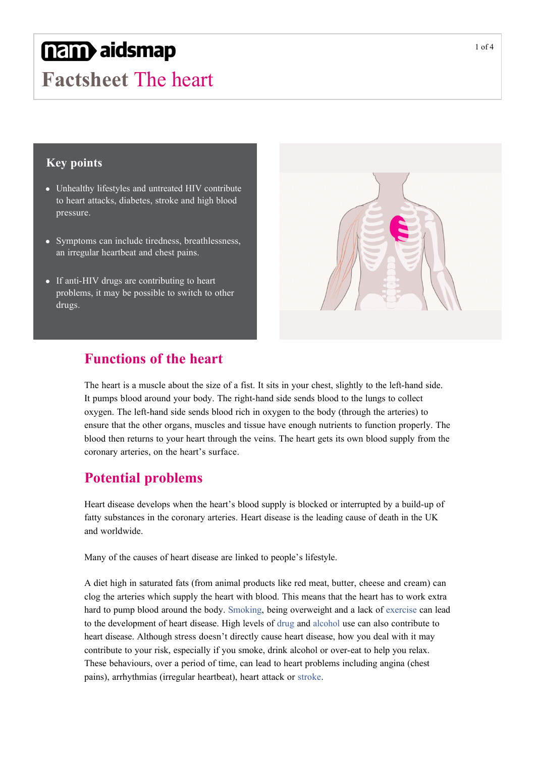# nam aidsmap

# Factsheet The heart

### Key points

- Unhealthy lifestyles and untreated HIV contribute to heart attacks, diabetes, stroke and high blood pressure.
- Symptoms can include tiredness, breathlessness, an irregular heartbeat and chest pains.
- If anti-HIV drugs are contributing to heart problems, it may be possible to switch to other drugs.

## Functions of the heart

The heart is a muscle about the size of a fist. It sits in your chest, slightly to the left-hand side. It pumps blood around your body. The right-hand side sends blood to the lungs to collect oxygen. The left-hand side sends blood rich in oxygen to the body (through the arteries) to ensure that the other organs, muscles and tissue have enough nutrients to function properly. The blood then returns to your heart through the veins. The heart gets its own blood supply from the coronary arteries, on the heart's surface.

## Potential problems

Heart disease develops when the heart's blood supply is blocked or interrupted by a build-up of fatty substances in the coronary arteries. Heart disease is the leading cause of death in the UK and worldwide.

Many of the causes of heart disease are linked to people's lifestyle.

A diet high in saturated fats (from animal products like red meat, butter, cheese and cream) can clog the arteries which supply the heart with blood. This means that the heart has to work extra hard to pump blood around the body. Smoking, being overweight and a lack of exercise can lead to the development of heart disease. High levels of drug and alcohol use can also contribute to heart disease. Although stress doesn't directly cause heart disease, how you deal with it may contribute to your risk, especially if you smoke, drink alcohol or over-eat to help you relax. These behaviours, over a period of time, can lead to heart problems including angina (chest pains), arrhythmias (irregular heartbeat), heart attack or stroke.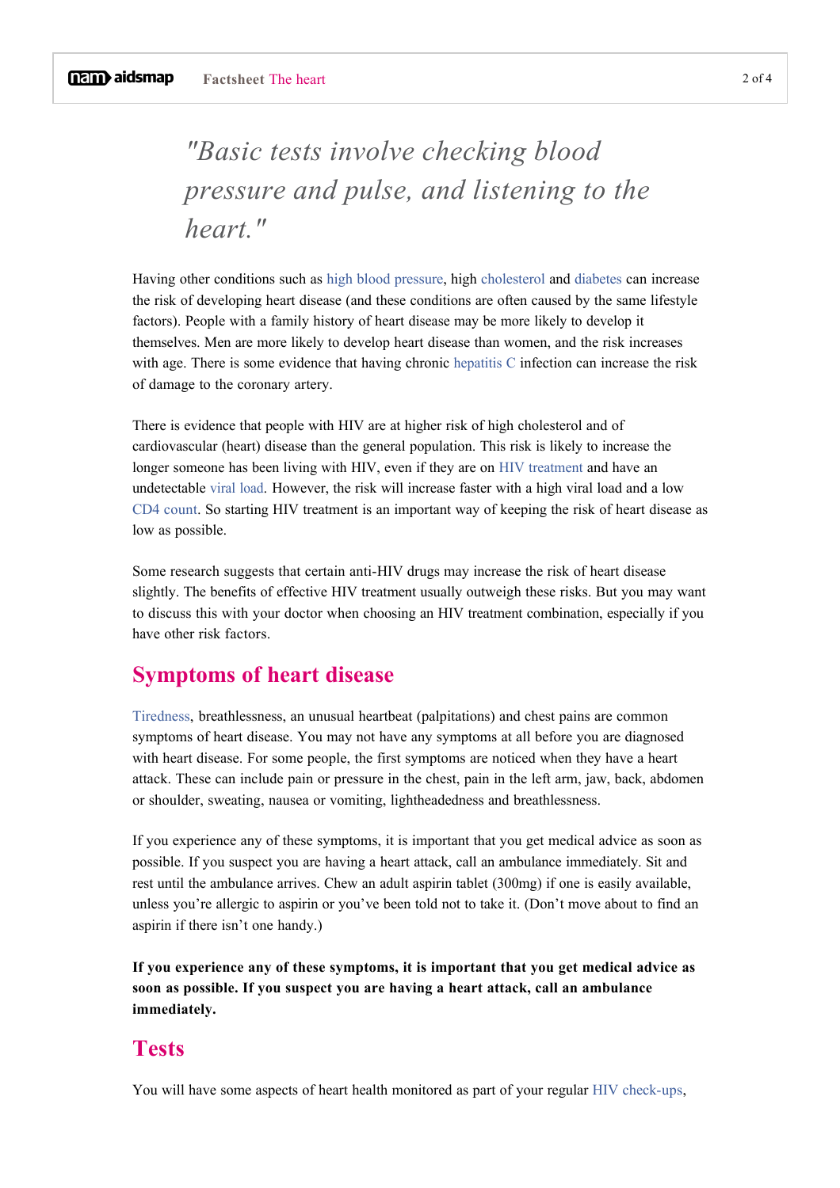> *"Basic tests involve checking blood pressure and pulse, and listening to the heart."*

Having other conditions such as high blood pressure, high cholesterol and diabetes can increase the risk of developing heart disease (and these conditions are often caused by the same lifestyle factors). People with a family history of heart disease may be more likely to develop it themselves. Men are more likely to develop heart disease than women, and the risk increases with age. There is some evidence that having chronic hepatitis C infection can increase the risk of damage to the coronary artery.

There is evidence that people with HIV are at higher risk of high cholesterol and of cardiovascular (heart) disease than the general population. This risk is likely to increase the longer someone has been living with HIV, even if they are on HIV treatment and have an undetectable viral load. However, the risk will increase faster with a high viral load and a low CD4 count. So starting HIV treatment is an important way of keeping the risk of heart disease as low as possible.

Some research suggests that certain anti-HIV drugs may increase the risk of heart disease slightly. The benefits of effective HIV treatment usually outweigh these risks. But you may want to discuss this with your doctor when choosing an HIV treatment combination, especially if you have other risk factors.

## Symptoms of heart disease

Tiredness, breathlessness, an unusual heartbeat (palpitations) and chest pains are common symptoms of heart disease. You may not have any symptoms at all before you are diagnosed with heart disease. For some people, the first symptoms are noticed when they have a heart attack. These can include pain or pressure in the chest, pain in the left arm, jaw, back, abdomen or shoulder, sweating, nausea or vomiting, lightheadedness and breathlessness.

If you experience any of these symptoms, it is important that you get medical advice as soon as possible. If you suspect you are having a heart attack, call an ambulance immediately. Sit and rest until the ambulance arrives. Chew an adult aspirin tablet (300mg) if one is easily available, unless you're allergic to aspirin or you've been told not to take it. (Don't move about to find an aspirin if there isn't one handy.)

**If you experience any of these symptoms, it is important that you get medical advice as soon as possible. If you suspect you are having a heart attack, call an ambulance immediately.**

## Tests

You will have some aspects of heart health monitored as part of your regular HIV check-ups,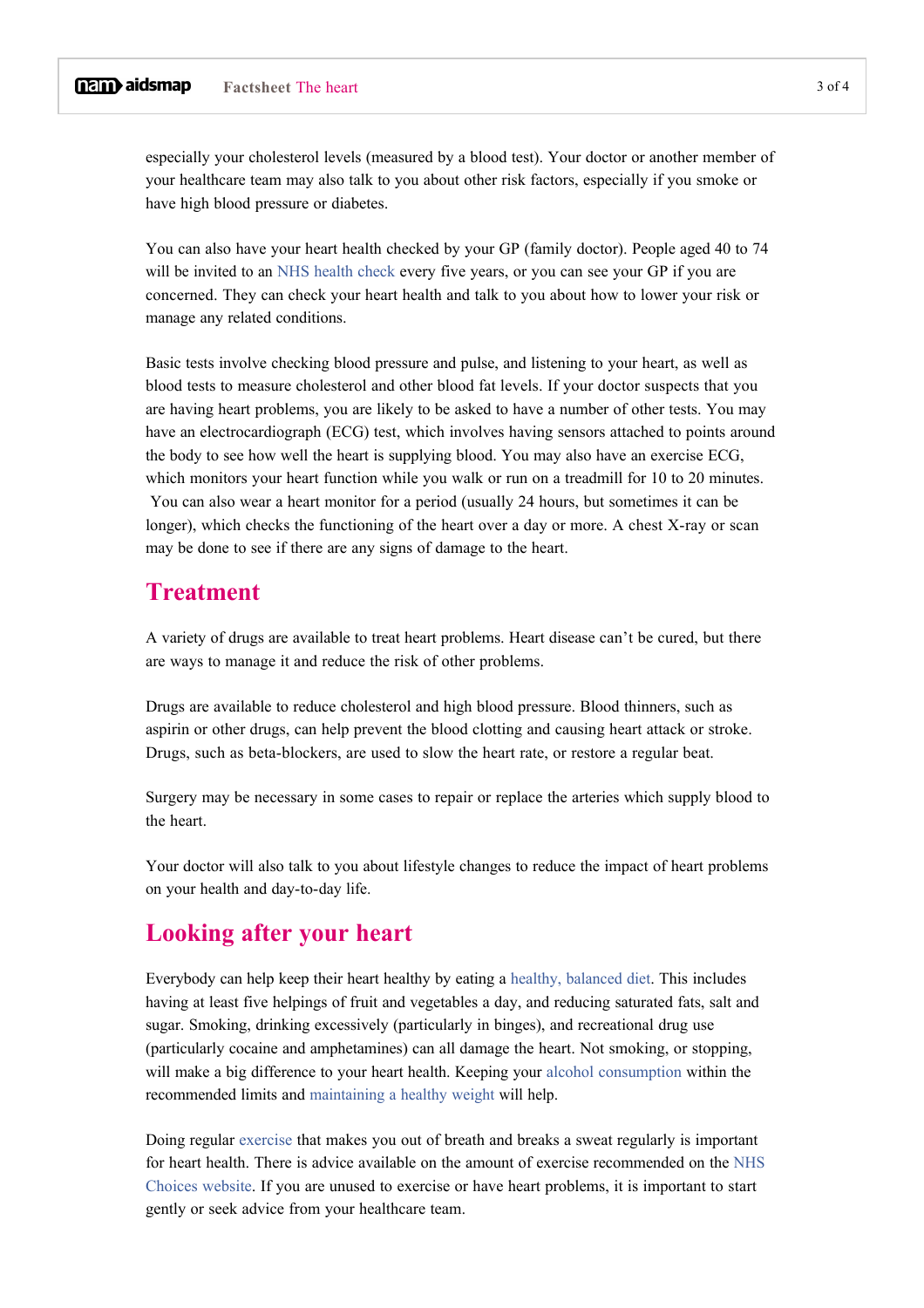especially your cholesterol levels (measured by a blood test). Your doctor or another member of your healthcare team may also talk to you about other risk factors, especially if you smoke or have high blood pressure or diabetes.

You can also have your heart health checked by your GP (family doctor). People aged 40 to 74 will be invited to an NHS health check every five years, or you can see your GP if you are concerned. They can check your heart health and talk to you about how to lower your risk or manage any related conditions.

Basic tests involve checking blood pressure and pulse, and listening to your heart, as well as blood tests to measure cholesterol and other blood fat levels. If your doctor suspects that you are having heart problems, you are likely to be asked to have a number of other tests. You may have an electrocardiograph (ECG) test, which involves having sensors attached to points around the body to see how well the heart is supplying blood. You may also have an exercise ECG, which monitors your heart function while you walk or run on a treadmill for 10 to 20 minutes. You can also wear a heart monitor for a period (usually 24 hours, but sometimes it can be longer), which checks the functioning of the heart over a day or more. A chest X-ray or scan may be done to see if there are any signs of damage to the heart.

## Treatment

A variety of drugs are available to treat heart problems. Heart disease can't be cured, but there are ways to manage it and reduce the risk of other problems.

Drugs are available to reduce cholesterol and high blood pressure. Blood thinners, such as aspirin or other drugs, can help prevent the blood clotting and causing heart attack or stroke. Drugs, such as beta-blockers, are used to slow the heart rate, or restore a regular beat.

Surgery may be necessary in some cases to repair or replace the arteries which supply blood to the heart.

Your doctor will also talk to you about lifestyle changes to reduce the impact of heart problems on your health and day-to-day life.

## Looking after your heart

Everybody can help keep their heart healthy by eating a healthy, balanced diet. This includes having at least five helpings of fruit and vegetables a day, and reducing saturated fats, salt and sugar. Smoking, drinking excessively (particularly in binges), and recreational drug use (particularly cocaine and amphetamines) can all damage the heart. Not smoking, or stopping, will make a big difference to your heart health. Keeping your alcohol consumption within the recommended limits and maintaining a healthy weight will help.

Doing regular exercise that makes you out of breath and breaks a sweat regularly is important for heart health. There is advice available on the amount of exercise recommended on the NHS Choices website. If you are unused to exercise or have heart problems, it is important to start gently or seek advice from your healthcare team.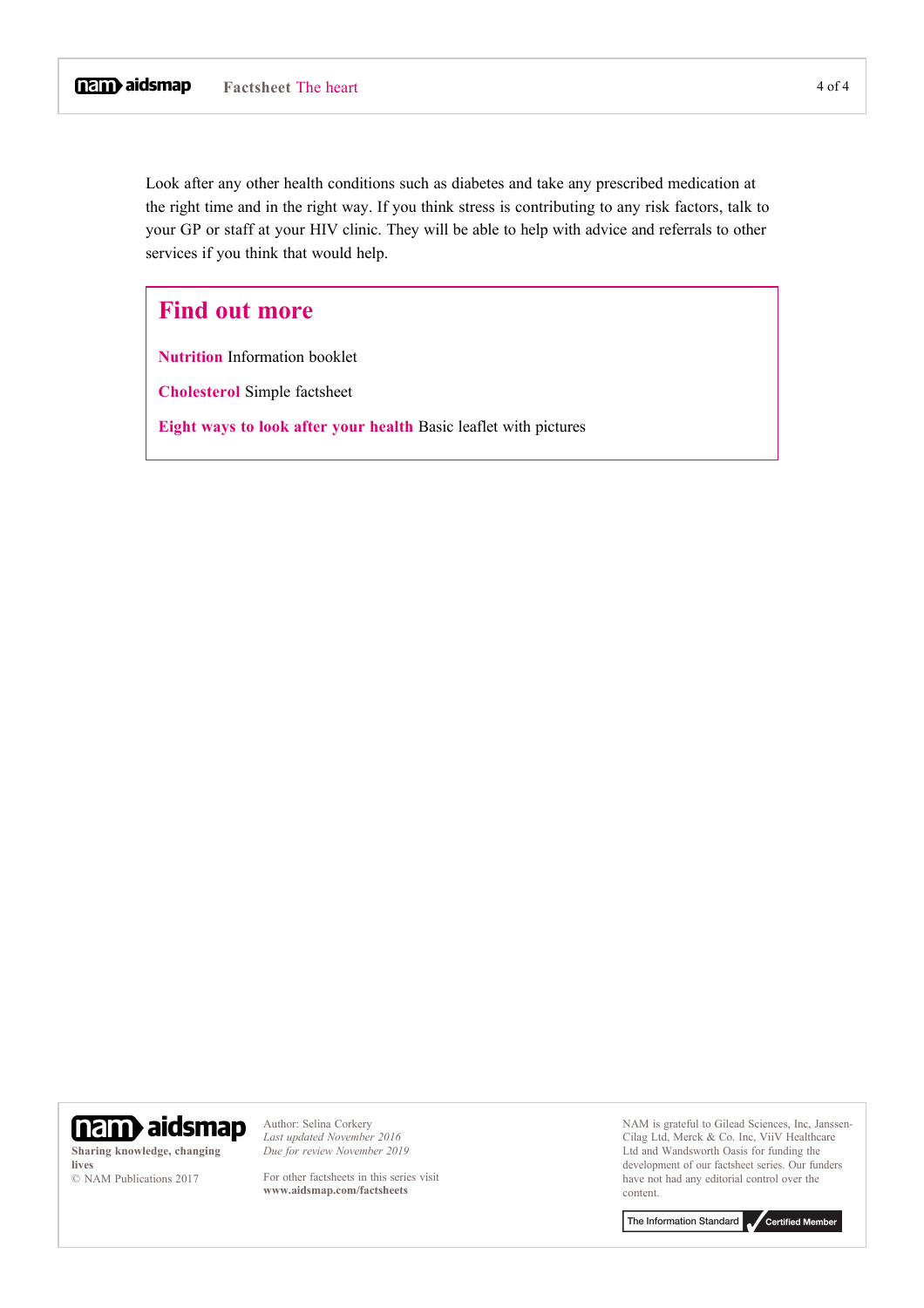Look after any other health conditions such as diabetes and take any prescribed medication at the right time and in the right way. If you think stress is contributing to any risk factors, talk to your GP or staff at your HIV clinic. They will be able to help with advice and referrals to other services if you think that would help.

## Find out more

**Nutrition** Information booklet

**Cholesterol** Simple factsheet

**Eight ways to look after your health** Basic leaflet with pictures

nam aidsmap

Sharing knowledge, changing lives

© NAM Publications 2017

Author: Selina Corkery

*Last updated November 2016*

*Due for review November 2019*

For other factsheets in this series visit **www.aidsmap.com/factsheets**

NAM is grateful to Gilead Sciences, Inc, Janssen-Cilag Ltd, Merck & Co. Inc, ViiV Healthcare Ltd and Wandsworth Oasis for funding the development of our factsheet series. Our funders have not had any editorial control over the content.

The Information Standard Certified Member